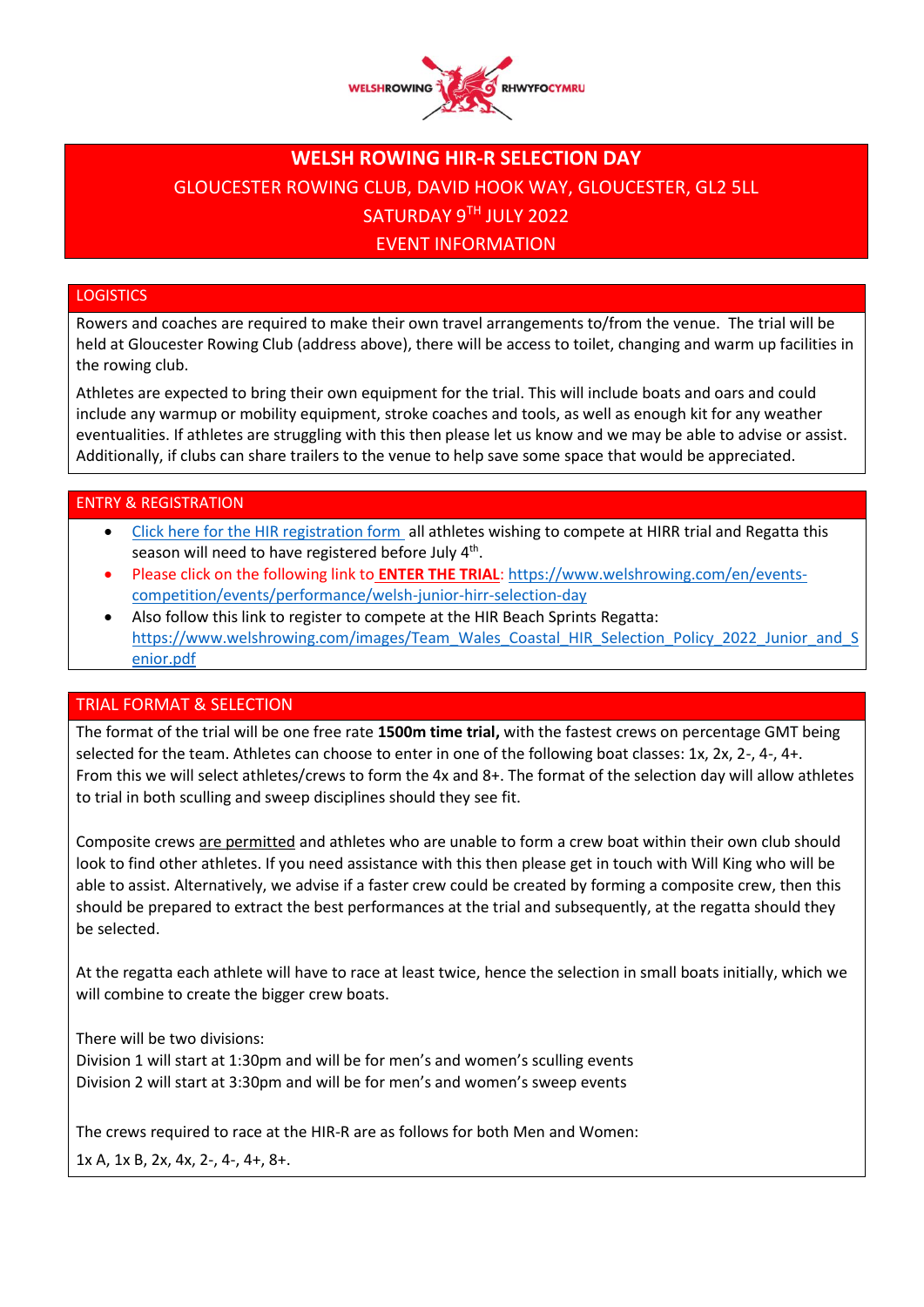# WELSH ROWING HIR-R SELECTION DAY

GLOUCESTER ROWING CLUB, DAVID HOOK WAY, GLOUCESTER, GL2 5LL

SATURDAY 9TH JULY 2022

EVENT INFORMATION

## LOGISTICS

Rowers and coaches are required to make their own travel arrangements to/from the venue. The trial will be held at Gloucester Rowing Club (address above), there will be access to toilet, changing and warm up facilities in the rowing club.

Athletes are expected to bring their own equipment for the trial. This will include boats and oars and could include any warmup or mobility equipment, stroke coaches and tools, as well as enough kit for any weather eventualities. If athletes are struggling with this then please let us know and we may be able to advise or assist. Additionally, if clubs can share trailers to the venue to help save some space that would be appreciated.

## ENTRY & REGISTRATION

- Click here for the HIR registration form all athletes wishing to compete at HIRR trial and Regatta this season will need to have registered before July 4th.
- Please click on the following link to **ENTER THE TRIAL**: https://www.welshrowing.com/en/events-competition/events/performance/welsh-junior-hirr-selection-day
- Also follow this link to register to compete at the HIR Beach Sprints Regatta: https://www.welshrowing.com/images/Team_Wales_Coastal_HIR_Selection_Policy_2022_Junior_and_Senior.pdf

## TRIAL FORMAT & SELECTION

The format of the trial will be one free rate **1500m time trial,** with the fastest crews on percentage GMT being selected for the team. Athletes can choose to enter in one of the following boat classes: 1x, 2x, 2-, 4-, 4+. From this we will select athletes/crews to form the 4x and 8+. The format of the selection day will allow athletes to trial in both sculling and sweep disciplines should they see fit.

Composite crews are permitted and athletes who are unable to form a crew boat within their own club should look to find other athletes. If you need assistance with this then please get in touch with Will King who will be able to assist. Alternatively, we advise if a faster crew could be created by forming a composite crew, then this should be prepared to extract the best performances at the trial and subsequently, at the regatta should they be selected.

At the regatta each athlete will have to race at least twice, hence the selection in small boats initially, which we will combine to create the bigger crew boats.

There will be two divisions:
Division 1 will start at 1:30pm and will be for men's and women's sculling events
Division 2 will start at 3:30pm and will be for men's and women's sweep events

The crews required to race at the HIR-R are as follows for both Men and Women:

1x A, 1x B, 2x, 4x, 2-, 4-, 4+, 8+.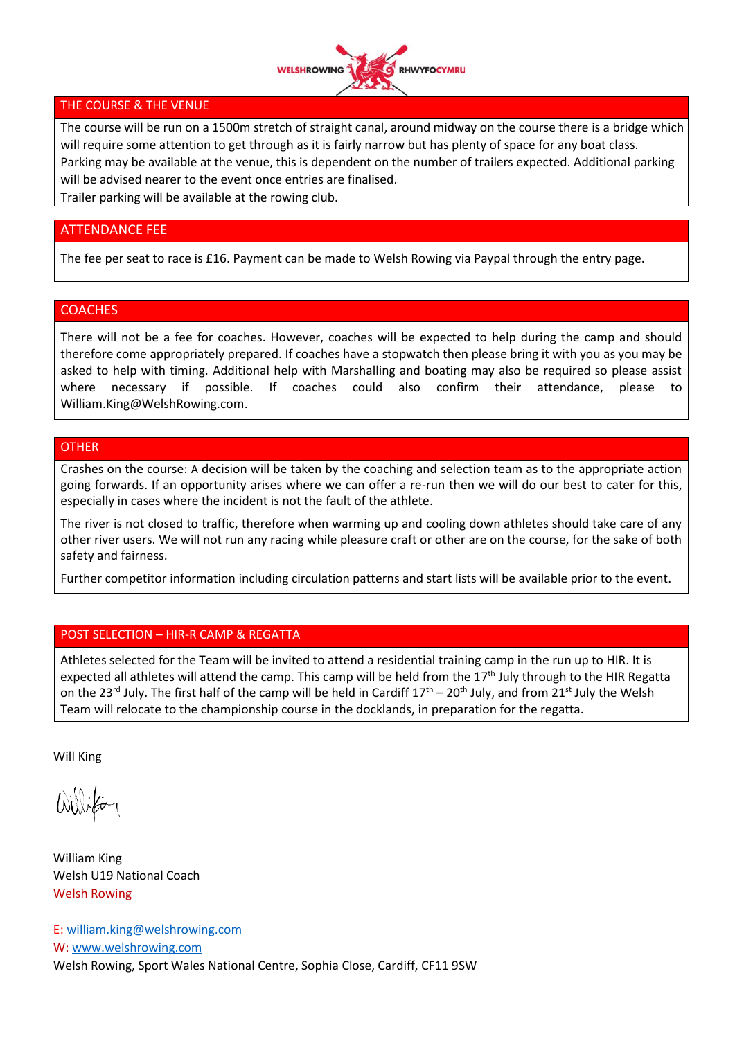WELSHROWING RHWYFOCYMRU

## THE COURSE & THE VENUE

The course will be run on a 1500m stretch of straight canal, around midway on the course there is a bridge which will require some attention to get through as it is fairly narrow but has plenty of space for any boat class.
Parking may be available at the venue, this is dependent on the number of trailers expected. Additional parking will be advised nearer to the event once entries are finalised.
Trailer parking will be available at the rowing club.

## ATTENDANCE FEE

The fee per seat to race is £16. Payment can be made to Welsh Rowing via Paypal through the entry page.

## COACHES

There will not be a fee for coaches. However, coaches will be expected to help during the camp and should therefore come appropriately prepared. If coaches have a stopwatch then please bring it with you as you may be asked to help with timing. Additional help with Marshalling and boating may also be required so please assist where necessary if possible. If coaches could also confirm their attendance, please to William.King@WelshRowing.com.

## OTHER

Crashes on the course: A decision will be taken by the coaching and selection team as to the appropriate action going forwards. If an opportunity arises where we can offer a re-run then we will do our best to cater for this, especially in cases where the incident is not the fault of the athlete.

The river is not closed to traffic, therefore when warming up and cooling down athletes should take care of any other river users. We will not run any racing while pleasure craft or other are on the course, for the sake of both safety and fairness.

Further competitor information including circulation patterns and start lists will be available prior to the event.

## POST SELECTION – HIR-R CAMP & REGATTA

Athletes selected for the Team will be invited to attend a residential training camp in the run up to HIR. It is expected all athletes will attend the camp. This camp will be held from the 17th July through to the HIR Regatta on the 23rd July. The first half of the camp will be held in Cardiff 17th – 20th July, and from 21st July the Welsh Team will relocate to the championship course in the docklands, in preparation for the regatta.

Will King

William King
Welsh U19 National Coach
Welsh Rowing

E: william.king@welshrowing.com
W: www.welshrowing.com
Welsh Rowing, Sport Wales National Centre, Sophia Close, Cardiff, CF11 9SW